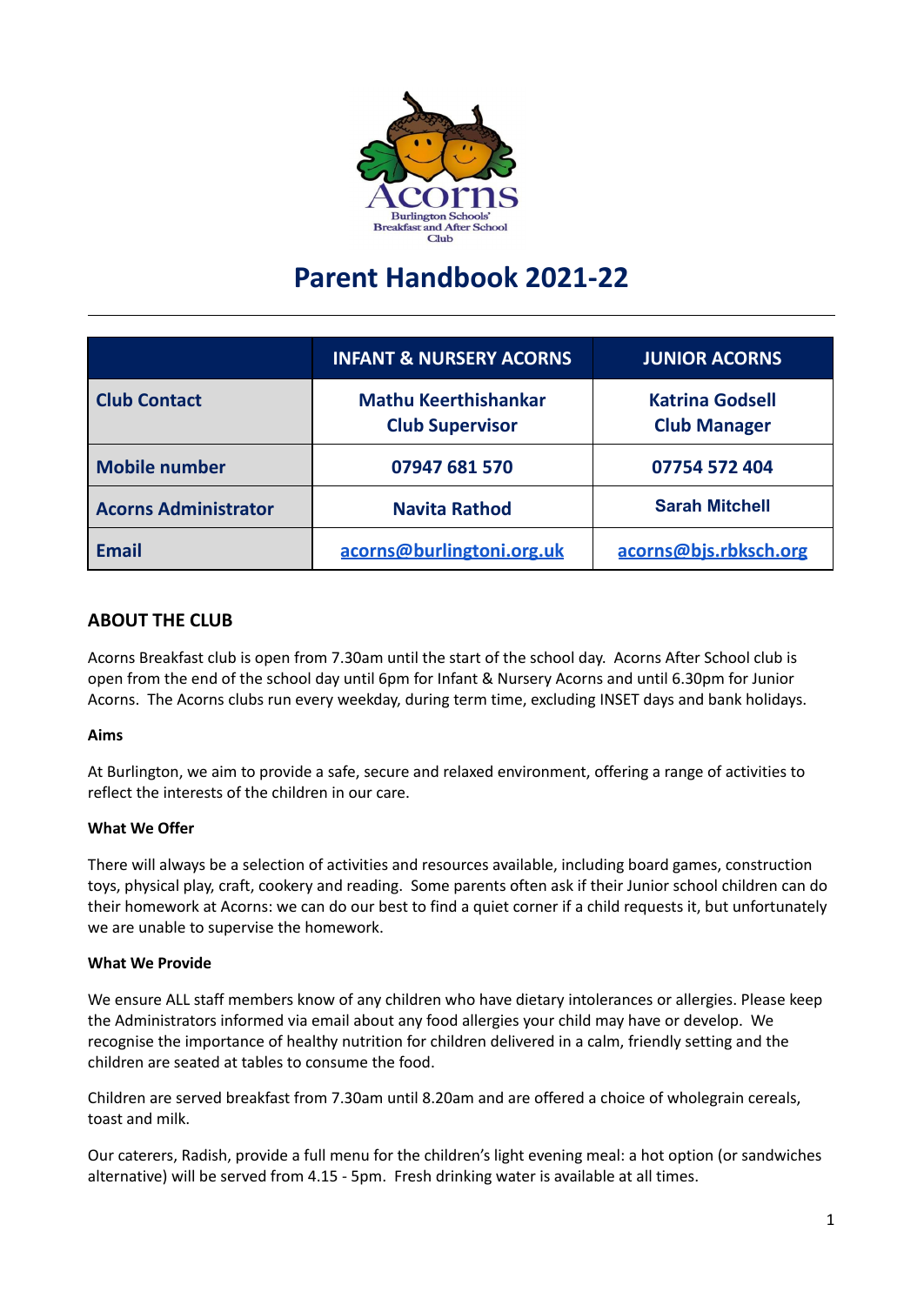# Parent Handbook 2021-22

|  | INFANT & NURSERY ACORNS | JUNIOR ACORNS |
| --- | --- | --- |
| **Club Contact** | **Mathu Keerthishankar**<br>**Club Supervisor** | **Katrina Godsell**<br>**Club Manager** |
| **Mobile number** | **07947 681 570** | **07754 572 404** |
| **Acorns Administrator** | **Navita Rathod** | **Sarah Mitchell** |
| **Email** | acorns@burlingtoni.org.uk | acorns@bjs.rbksch.org |

## ABOUT THE CLUB

Acorns Breakfast club is open from 7.30am until the start of the school day. Acorns After School club is open from the end of the school day until 6pm for Infant & Nursery Acorns and until 6.30pm for Junior Acorns. The Acorns clubs run every weekday, during term time, excluding INSET days and bank holidays.

**Aims**

At Burlington, we aim to provide a safe, secure and relaxed environment, offering a range of activities to reflect the interests of the children in our care.

**What We Offer**

There will always be a selection of activities and resources available, including board games, construction toys, physical play, craft, cookery and reading. Some parents often ask if their Junior school children can do their homework at Acorns: we can do our best to find a quiet corner if a child requests it, but unfortunately we are unable to supervise the homework.

**What We Provide**

We ensure ALL staff members know of any children who have dietary intolerances or allergies. Please keep the Administrators informed via email about any food allergies your child may have or develop. We recognise the importance of healthy nutrition for children delivered in a calm, friendly setting and the children are seated at tables to consume the food.

Children are served breakfast from 7.30am until 8.20am and are offered a choice of wholegrain cereals, toast and milk.

Our caterers, Radish, provide a full menu for the children's light evening meal: a hot option (or sandwiches alternative) will be served from 4.15 - 5pm. Fresh drinking water is available at all times.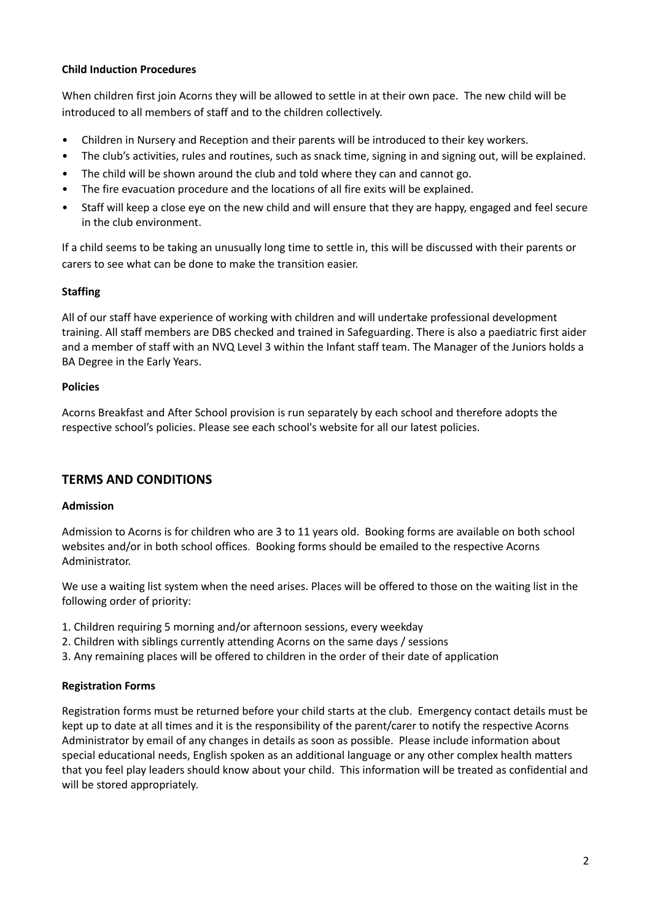**Child Induction Procedures**

When children first join Acorns they will be allowed to settle in at their own pace. The new child will be introduced to all members of staff and to the children collectively.

- Children in Nursery and Reception and their parents will be introduced to their key workers.
- The club's activities, rules and routines, such as snack time, signing in and signing out, will be explained.
- The child will be shown around the club and told where they can and cannot go.
- The fire evacuation procedure and the locations of all fire exits will be explained.
- Staff will keep a close eye on the new child and will ensure that they are happy, engaged and feel secure in the club environment.

If a child seems to be taking an unusually long time to settle in, this will be discussed with their parents or carers to see what can be done to make the transition easier.

**Staffing**

All of our staff have experience of working with children and will undertake professional development training. All staff members are DBS checked and trained in Safeguarding. There is also a paediatric first aider and a member of staff with an NVQ Level 3 within the Infant staff team. The Manager of the Juniors holds a BA Degree in the Early Years.

**Policies**

Acorns Breakfast and After School provision is run separately by each school and therefore adopts the respective school's policies. Please see each school's website for all our latest policies.

## TERMS AND CONDITIONS

**Admission**

Admission to Acorns is for children who are 3 to 11 years old. Booking forms are available on both school websites and/or in both school offices. Booking forms should be emailed to the respective Acorns Administrator.

We use a waiting list system when the need arises. Places will be offered to those on the waiting list in the following order of priority:

1. Children requiring 5 morning and/or afternoon sessions, every weekday
2. Children with siblings currently attending Acorns on the same days / sessions
3. Any remaining places will be offered to children in the order of their date of application

**Registration Forms**

Registration forms must be returned before your child starts at the club. Emergency contact details must be kept up to date at all times and it is the responsibility of the parent/carer to notify the respective Acorns Administrator by email of any changes in details as soon as possible. Please include information about special educational needs, English spoken as an additional language or any other complex health matters that you feel play leaders should know about your child. This information will be treated as confidential and will be stored appropriately.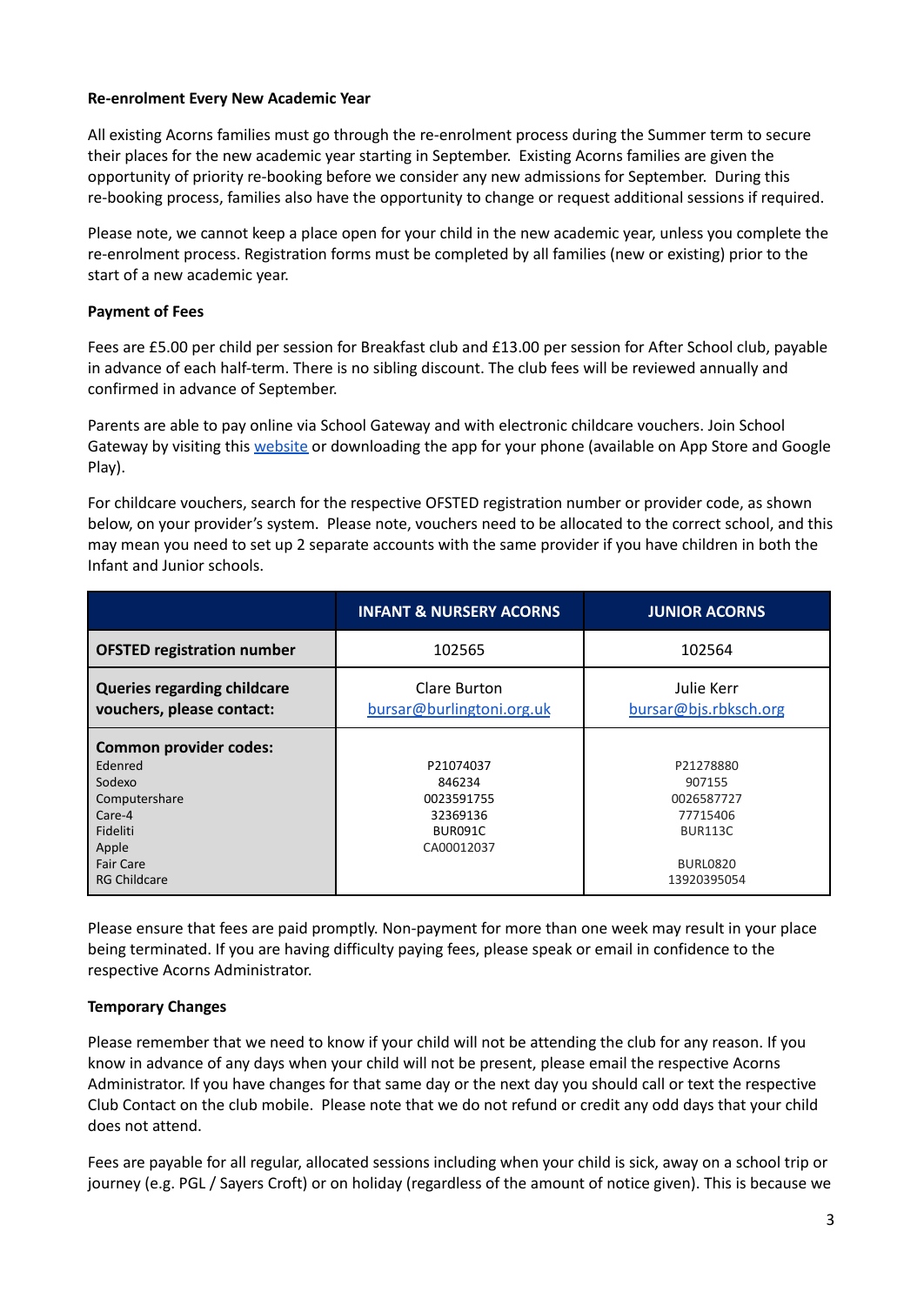**Re-enrolment Every New Academic Year**

All existing Acorns families must go through the re-enrolment process during the Summer term to secure their places for the new academic year starting in September. Existing Acorns families are given the opportunity of priority re-booking before we consider any new admissions for September. During this re-booking process, families also have the opportunity to change or request additional sessions if required.

Please note, we cannot keep a place open for your child in the new academic year, unless you complete the re-enrolment process. Registration forms must be completed by all families (new or existing) prior to the start of a new academic year.

**Payment of Fees**

Fees are £5.00 per child per session for Breakfast club and £13.00 per session for After School club, payable in advance of each half-term. There is no sibling discount. The club fees will be reviewed annually and confirmed in advance of September.

Parents are able to pay online via School Gateway and with electronic childcare vouchers. Join School Gateway by visiting this website or downloading the app for your phone (available on App Store and Google Play).

For childcare vouchers, search for the respective OFSTED registration number or provider code, as shown below, on your provider's system. Please note, vouchers need to be allocated to the correct school, and this may mean you need to set up 2 separate accounts with the same provider if you have children in both the Infant and Junior schools.

| | INFANT & NURSERY ACORNS | JUNIOR ACORNS |
|---|---|---|
| **OFSTED registration number** | 102565 | 102564 |
| **Queries regarding childcare vouchers, please contact:** | Clare Burton<br>bursar@burlingtoni.org.uk | Julie Kerr<br>bursar@bjs.rbksch.org |
| **Common provider codes:** | | |
| Edenred | P21074037 | P21278880 |
| Sodexo | 846234 | 907155 |
| Computershare | 0023591755 | 0026587727 |
| Care-4 | 32369136 | 77715406 |
| Fideliti | BUR091C | BUR113C |
| Apple | CA00012037 | |
| Fair Care | | BURL0820 |
| RG Childcare | | 13920395054 |

Please ensure that fees are paid promptly. Non-payment for more than one week may result in your place being terminated. If you are having difficulty paying fees, please speak or email in confidence to the respective Acorns Administrator.

**Temporary Changes**

Please remember that we need to know if your child will not be attending the club for any reason. If you know in advance of any days when your child will not be present, please email the respective Acorns Administrator. If you have changes for that same day or the next day you should call or text the respective Club Contact on the club mobile. Please note that we do not refund or credit any odd days that your child does not attend.

Fees are payable for all regular, allocated sessions including when your child is sick, away on a school trip or journey (e.g. PGL / Sayers Croft) or on holiday (regardless of the amount of notice given). This is because we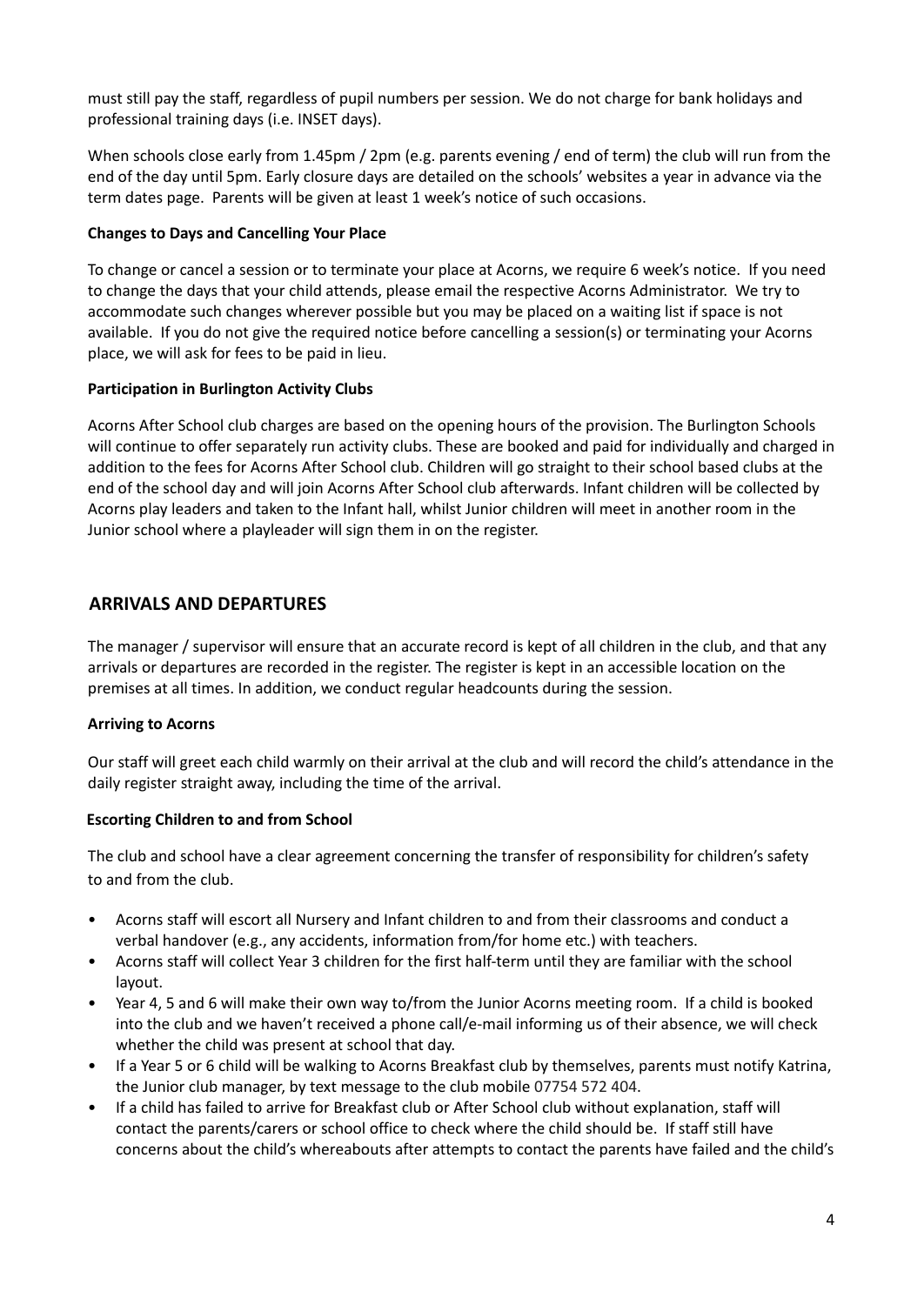must still pay the staff, regardless of pupil numbers per session. We do not charge for bank holidays and professional training days (i.e. INSET days).

When schools close early from 1.45pm / 2pm (e.g. parents evening / end of term) the club will run from the end of the day until 5pm. Early closure days are detailed on the schools' websites a year in advance via the term dates page. Parents will be given at least 1 week's notice of such occasions.

**Changes to Days and Cancelling Your Place**

To change or cancel a session or to terminate your place at Acorns, we require 6 week's notice. If you need to change the days that your child attends, please email the respective Acorns Administrator. We try to accommodate such changes wherever possible but you may be placed on a waiting list if space is not available. If you do not give the required notice before cancelling a session(s) or terminating your Acorns place, we will ask for fees to be paid in lieu.

**Participation in Burlington Activity Clubs**

Acorns After School club charges are based on the opening hours of the provision. The Burlington Schools will continue to offer separately run activity clubs. These are booked and paid for individually and charged in addition to the fees for Acorns After School club. Children will go straight to their school based clubs at the end of the school day and will join Acorns After School club afterwards. Infant children will be collected by Acorns play leaders and taken to the Infant hall, whilst Junior children will meet in another room in the Junior school where a playleader will sign them in on the register.

## ARRIVALS AND DEPARTURES

The manager / supervisor will ensure that an accurate record is kept of all children in the club, and that any arrivals or departures are recorded in the register. The register is kept in an accessible location on the premises at all times. In addition, we conduct regular headcounts during the session.

**Arriving to Acorns**

Our staff will greet each child warmly on their arrival at the club and will record the child's attendance in the daily register straight away, including the time of the arrival.

**Escorting Children to and from School**

The club and school have a clear agreement concerning the transfer of responsibility for children's safety to and from the club.

- Acorns staff will escort all Nursery and Infant children to and from their classrooms and conduct a verbal handover (e.g., any accidents, information from/for home etc.) with teachers.
- Acorns staff will collect Year 3 children for the first half-term until they are familiar with the school layout.
- Year 4, 5 and 6 will make their own way to/from the Junior Acorns meeting room. If a child is booked into the club and we haven't received a phone call/e-mail informing us of their absence, we will check whether the child was present at school that day.
- If a Year 5 or 6 child will be walking to Acorns Breakfast club by themselves, parents must notify Katrina, the Junior club manager, by text message to the club mobile 07754 572 404.
- If a child has failed to arrive for Breakfast club or After School club without explanation, staff will contact the parents/carers or school office to check where the child should be. If staff still have concerns about the child's whereabouts after attempts to contact the parents have failed and the child's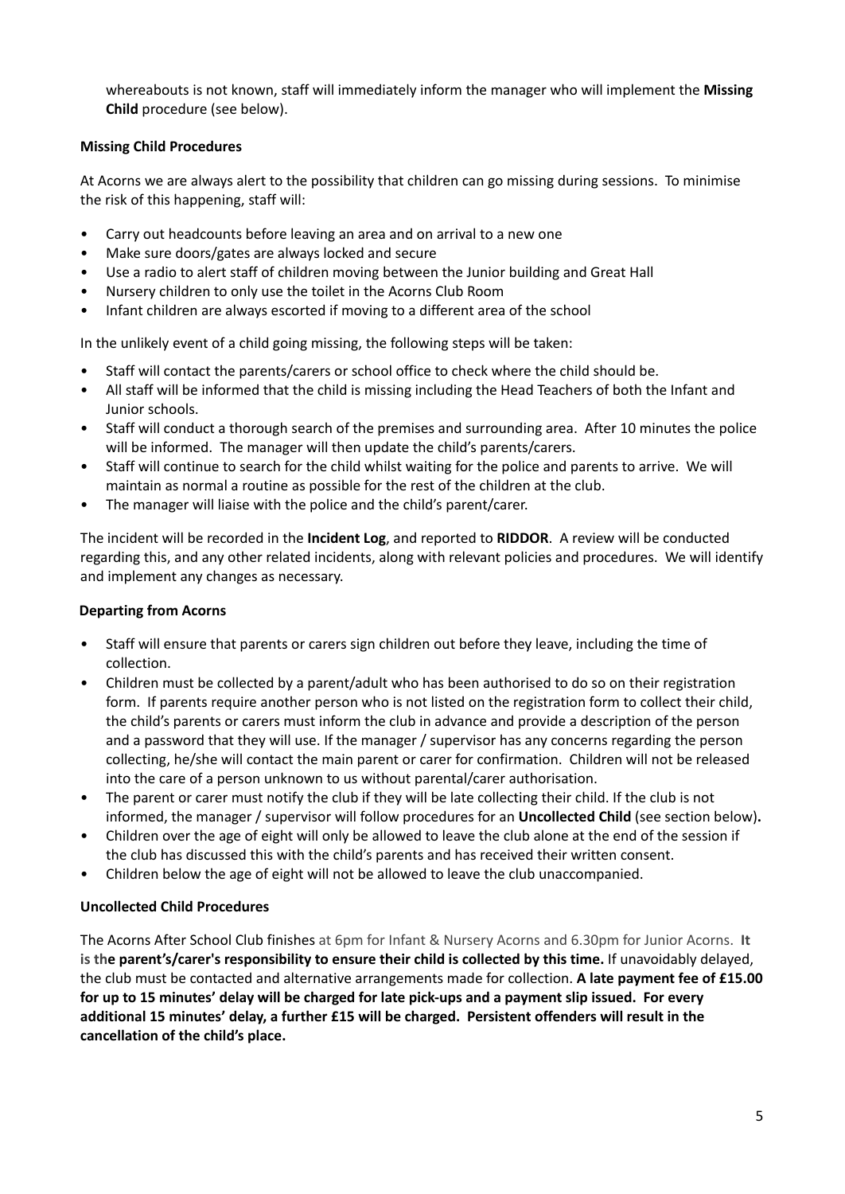whereabouts is not known, staff will immediately inform the manager who will implement the **Missing Child** procedure (see below).

### Missing Child Procedures

At Acorns we are always alert to the possibility that children can go missing during sessions. To minimise the risk of this happening, staff will:

- Carry out headcounts before leaving an area and on arrival to a new one
- Make sure doors/gates are always locked and secure
- Use a radio to alert staff of children moving between the Junior building and Great Hall
- Nursery children to only use the toilet in the Acorns Club Room
- Infant children are always escorted if moving to a different area of the school

In the unlikely event of a child going missing, the following steps will be taken:

- Staff will contact the parents/carers or school office to check where the child should be.
- All staff will be informed that the child is missing including the Head Teachers of both the Infant and Junior schools.
- Staff will conduct a thorough search of the premises and surrounding area. After 10 minutes the police will be informed. The manager will then update the child's parents/carers.
- Staff will continue to search for the child whilst waiting for the police and parents to arrive. We will maintain as normal a routine as possible for the rest of the children at the club.
- The manager will liaise with the police and the child's parent/carer.

The incident will be recorded in the **Incident Log**, and reported to **RIDDOR**. A review will be conducted regarding this, and any other related incidents, along with relevant policies and procedures. We will identify and implement any changes as necessary.

### Departing from Acorns

- Staff will ensure that parents or carers sign children out before they leave, including the time of collection.
- Children must be collected by a parent/adult who has been authorised to do so on their registration form. If parents require another person who is not listed on the registration form to collect their child, the child's parents or carers must inform the club in advance and provide a description of the person and a password that they will use. If the manager / supervisor has any concerns regarding the person collecting, he/she will contact the main parent or carer for confirmation. Children will not be released into the care of a person unknown to us without parental/carer authorisation.
- The parent or carer must notify the club if they will be late collecting their child. If the club is not informed, the manager / supervisor will follow procedures for an **Uncollected Child** (see section below)**.**
- Children over the age of eight will only be allowed to leave the club alone at the end of the session if the club has discussed this with the child's parents and has received their written consent.
- Children below the age of eight will not be allowed to leave the club unaccompanied.

### Uncollected Child Procedures

The Acorns After School Club finishes at 6pm for Infant & Nursery Acorns and 6.30pm for Junior Acorns. **It is the parent's/carer's responsibility to ensure their child is collected by this time.** If unavoidably delayed, the club must be contacted and alternative arrangements made for collection. **A late payment fee of £15.00 for up to 15 minutes' delay will be charged for late pick-ups and a payment slip issued. For every additional 15 minutes' delay, a further £15 will be charged. Persistent offenders will result in the cancellation of the child's place.**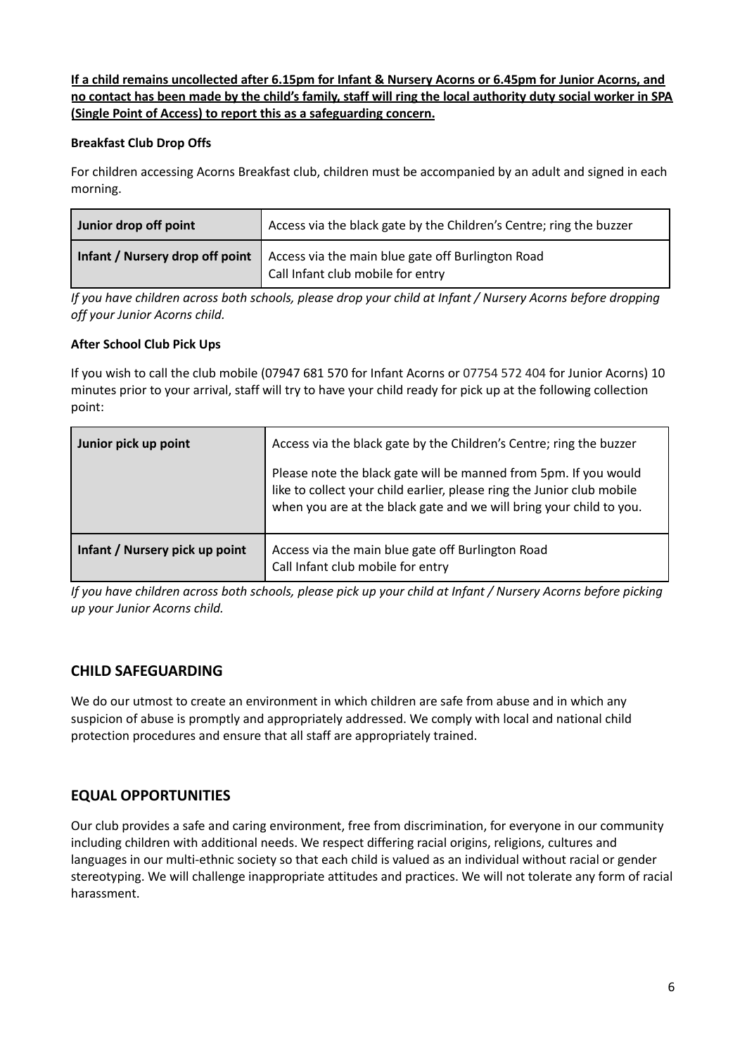**<u>If a child remains uncollected after 6.15pm for Infant & Nursery Acorns or 6.45pm for Junior Acorns, and no contact has been made by the child's family, staff will ring the local authority duty social worker in SPA (Single Point of Access) to report this as a safeguarding concern.</u>**

**Breakfast Club Drop Offs**

For children accessing Acorns Breakfast club, children must be accompanied by an adult and signed in each morning.

| **Junior drop off point** | Access via the black gate by the Children's Centre; ring the buzzer |
|---|---|
| **Infant / Nursery drop off point** | Access via the main blue gate off Burlington Road<br>Call Infant club mobile for entry |

*If you have children across both schools, please drop your child at Infant / Nursery Acorns before dropping off your Junior Acorns child.*

**After School Club Pick Ups**

If you wish to call the club mobile (07947 681 570 for Infant Acorns or 07754 572 404 for Junior Acorns) 10 minutes prior to your arrival, staff will try to have your child ready for pick up at the following collection point:

| **Junior pick up point** | Access via the black gate by the Children's Centre; ring the buzzer<br><br>Please note the black gate will be manned from 5pm. If you would like to collect your child earlier, please ring the Junior club mobile when you are at the black gate and we will bring your child to you. |
|---|---|
| **Infant / Nursery pick up point** | Access via the main blue gate off Burlington Road<br>Call Infant club mobile for entry |

*If you have children across both schools, please pick up your child at Infant / Nursery Acorns before picking up your Junior Acorns child.*

## CHILD SAFEGUARDING

We do our utmost to create an environment in which children are safe from abuse and in which any suspicion of abuse is promptly and appropriately addressed. We comply with local and national child protection procedures and ensure that all staff are appropriately trained.

## EQUAL OPPORTUNITIES

Our club provides a safe and caring environment, free from discrimination, for everyone in our community including children with additional needs. We respect differing racial origins, religions, cultures and languages in our multi-ethnic society so that each child is valued as an individual without racial or gender stereotyping. We will challenge inappropriate attitudes and practices. We will not tolerate any form of racial harassment.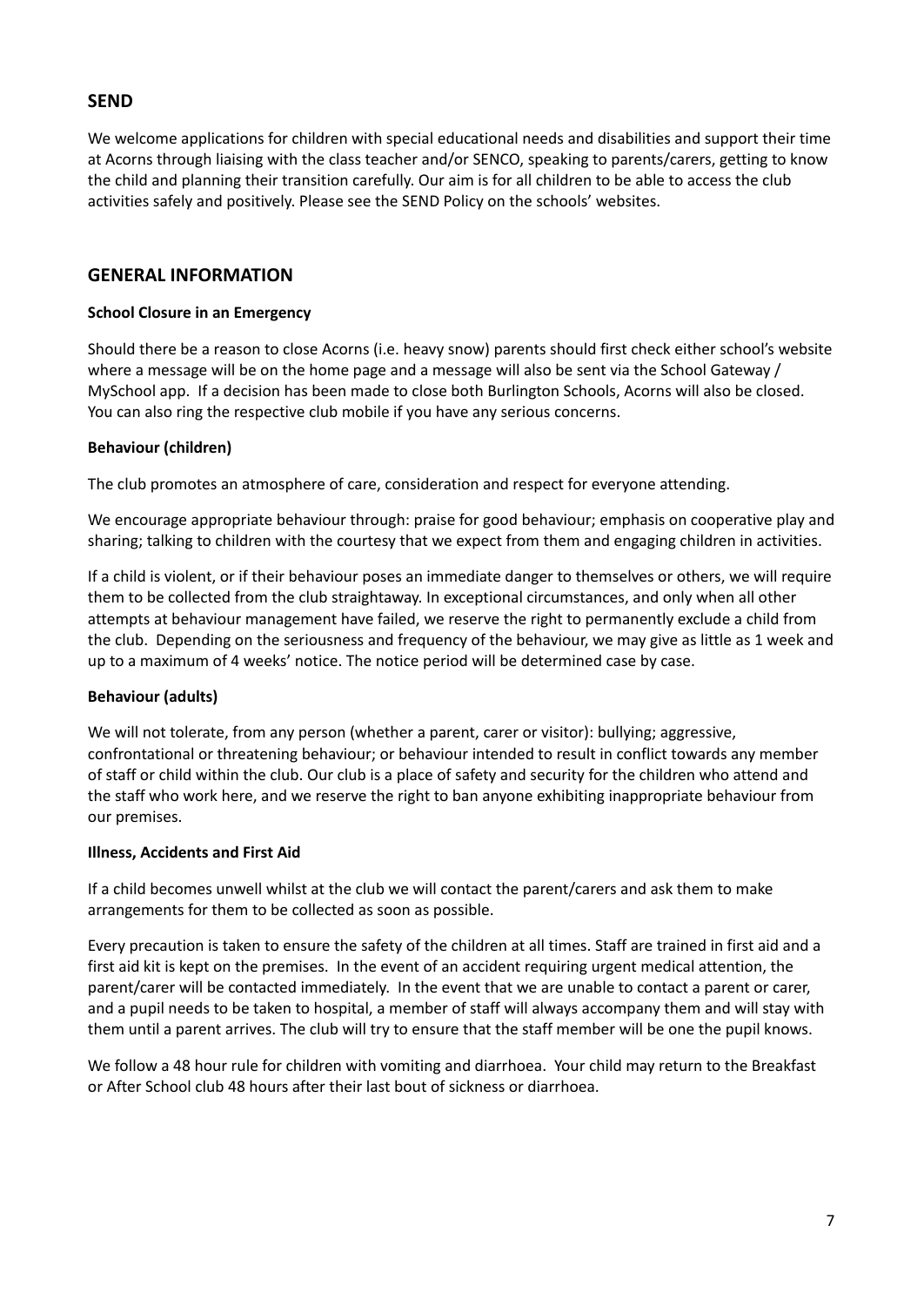## SEND

We welcome applications for children with special educational needs and disabilities and support their time at Acorns through liaising with the class teacher and/or SENCO, speaking to parents/carers, getting to know the child and planning their transition carefully. Our aim is for all children to be able to access the club activities safely and positively. Please see the SEND Policy on the schools' websites.

## GENERAL INFORMATION

**School Closure in an Emergency**

Should there be a reason to close Acorns (i.e. heavy snow) parents should first check either school's website where a message will be on the home page and a message will also be sent via the School Gateway / MySchool app. If a decision has been made to close both Burlington Schools, Acorns will also be closed. You can also ring the respective club mobile if you have any serious concerns.

**Behaviour (children)**

The club promotes an atmosphere of care, consideration and respect for everyone attending.

We encourage appropriate behaviour through: praise for good behaviour; emphasis on cooperative play and sharing; talking to children with the courtesy that we expect from them and engaging children in activities.

If a child is violent, or if their behaviour poses an immediate danger to themselves or others, we will require them to be collected from the club straightaway. In exceptional circumstances, and only when all other attempts at behaviour management have failed, we reserve the right to permanently exclude a child from the club. Depending on the seriousness and frequency of the behaviour, we may give as little as 1 week and up to a maximum of 4 weeks' notice. The notice period will be determined case by case.

**Behaviour (adults)**

We will not tolerate, from any person (whether a parent, carer or visitor): bullying; aggressive, confrontational or threatening behaviour; or behaviour intended to result in conflict towards any member of staff or child within the club. Our club is a place of safety and security for the children who attend and the staff who work here, and we reserve the right to ban anyone exhibiting inappropriate behaviour from our premises.

**Illness, Accidents and First Aid**

If a child becomes unwell whilst at the club we will contact the parent/carers and ask them to make arrangements for them to be collected as soon as possible.

Every precaution is taken to ensure the safety of the children at all times. Staff are trained in first aid and a first aid kit is kept on the premises. In the event of an accident requiring urgent medical attention, the parent/carer will be contacted immediately. In the event that we are unable to contact a parent or carer, and a pupil needs to be taken to hospital, a member of staff will always accompany them and will stay with them until a parent arrives. The club will try to ensure that the staff member will be one the pupil knows.

We follow a 48 hour rule for children with vomiting and diarrhoea. Your child may return to the Breakfast or After School club 48 hours after their last bout of sickness or diarrhoea.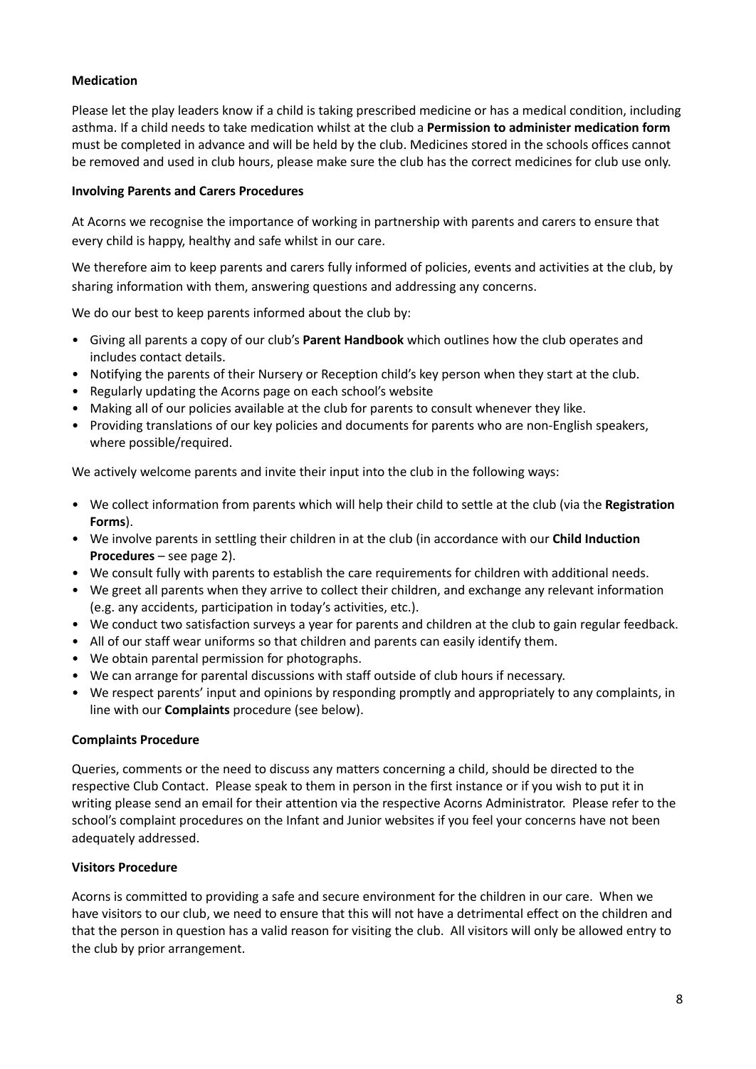### Medication

Please let the play leaders know if a child is taking prescribed medicine or has a medical condition, including asthma. If a child needs to take medication whilst at the club a **Permission to administer medication form** must be completed in advance and will be held by the club. Medicines stored in the schools offices cannot be removed and used in club hours, please make sure the club has the correct medicines for club use only.

### Involving Parents and Carers Procedures

At Acorns we recognise the importance of working in partnership with parents and carers to ensure that every child is happy, healthy and safe whilst in our care.

We therefore aim to keep parents and carers fully informed of policies, events and activities at the club, by sharing information with them, answering questions and addressing any concerns.

We do our best to keep parents informed about the club by:

- Giving all parents a copy of our club's **Parent Handbook** which outlines how the club operates and includes contact details.
- Notifying the parents of their Nursery or Reception child's key person when they start at the club.
- Regularly updating the Acorns page on each school's website
- Making all of our policies available at the club for parents to consult whenever they like.
- Providing translations of our key policies and documents for parents who are non-English speakers, where possible/required.

We actively welcome parents and invite their input into the club in the following ways:

- We collect information from parents which will help their child to settle at the club (via the **Registration Forms**).
- We involve parents in settling their children in at the club (in accordance with our **Child Induction Procedures** – see page 2).
- We consult fully with parents to establish the care requirements for children with additional needs.
- We greet all parents when they arrive to collect their children, and exchange any relevant information (e.g. any accidents, participation in today's activities, etc.).
- We conduct two satisfaction surveys a year for parents and children at the club to gain regular feedback.
- All of our staff wear uniforms so that children and parents can easily identify them.
- We obtain parental permission for photographs.
- We can arrange for parental discussions with staff outside of club hours if necessary.
- We respect parents' input and opinions by responding promptly and appropriately to any complaints, in line with our **Complaints** procedure (see below).

### Complaints Procedure

Queries, comments or the need to discuss any matters concerning a child, should be directed to the respective Club Contact. Please speak to them in person in the first instance or if you wish to put it in writing please send an email for their attention via the respective Acorns Administrator. Please refer to the school's complaint procedures on the Infant and Junior websites if you feel your concerns have not been adequately addressed.

### Visitors Procedure

Acorns is committed to providing a safe and secure environment for the children in our care. When we have visitors to our club, we need to ensure that this will not have a detrimental effect on the children and that the person in question has a valid reason for visiting the club. All visitors will only be allowed entry to the club by prior arrangement.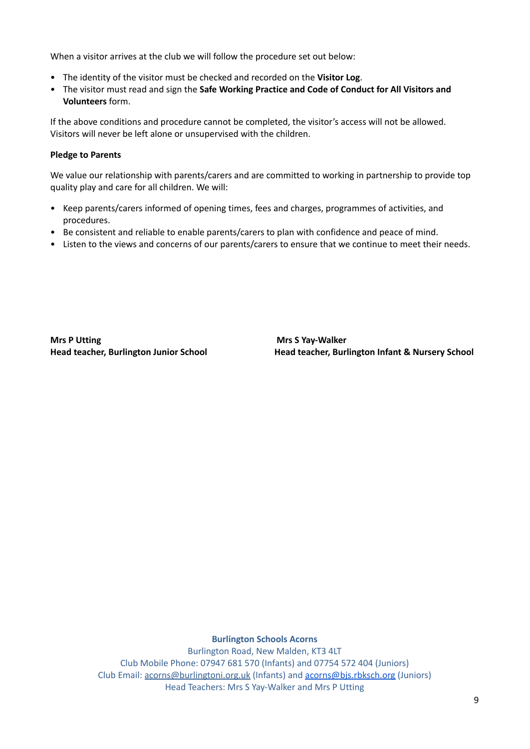When a visitor arrives at the club we will follow the procedure set out below:

- The identity of the visitor must be checked and recorded on the **Visitor Log**.
- The visitor must read and sign the **Safe Working Practice and Code of Conduct for All Visitors and Volunteers** form.

If the above conditions and procedure cannot be completed, the visitor's access will not be allowed. Visitors will never be left alone or unsupervised with the children.

**Pledge to Parents**

We value our relationship with parents/carers and are committed to working in partnership to provide top quality play and care for all children. We will:

- Keep parents/carers informed of opening times, fees and charges, programmes of activities, and procedures.
- Be consistent and reliable to enable parents/carers to plan with confidence and peace of mind.
- Listen to the views and concerns of our parents/carers to ensure that we continue to meet their needs.

**Mrs P Utting**
**Head teacher, Burlington Junior School**

**Mrs S Yay-Walker**
**Head teacher, Burlington Infant & Nursery School**

**Burlington Schools Acorns**
Burlington Road, New Malden, KT3 4LT
Club Mobile Phone: 07947 681 570 (Infants) and 07754 572 404 (Juniors)
Club Email: acorns@burlingtoni.org.uk (Infants) and acorns@bjs.rbksch.org (Juniors)
Head Teachers: Mrs S Yay-Walker and Mrs P Utting